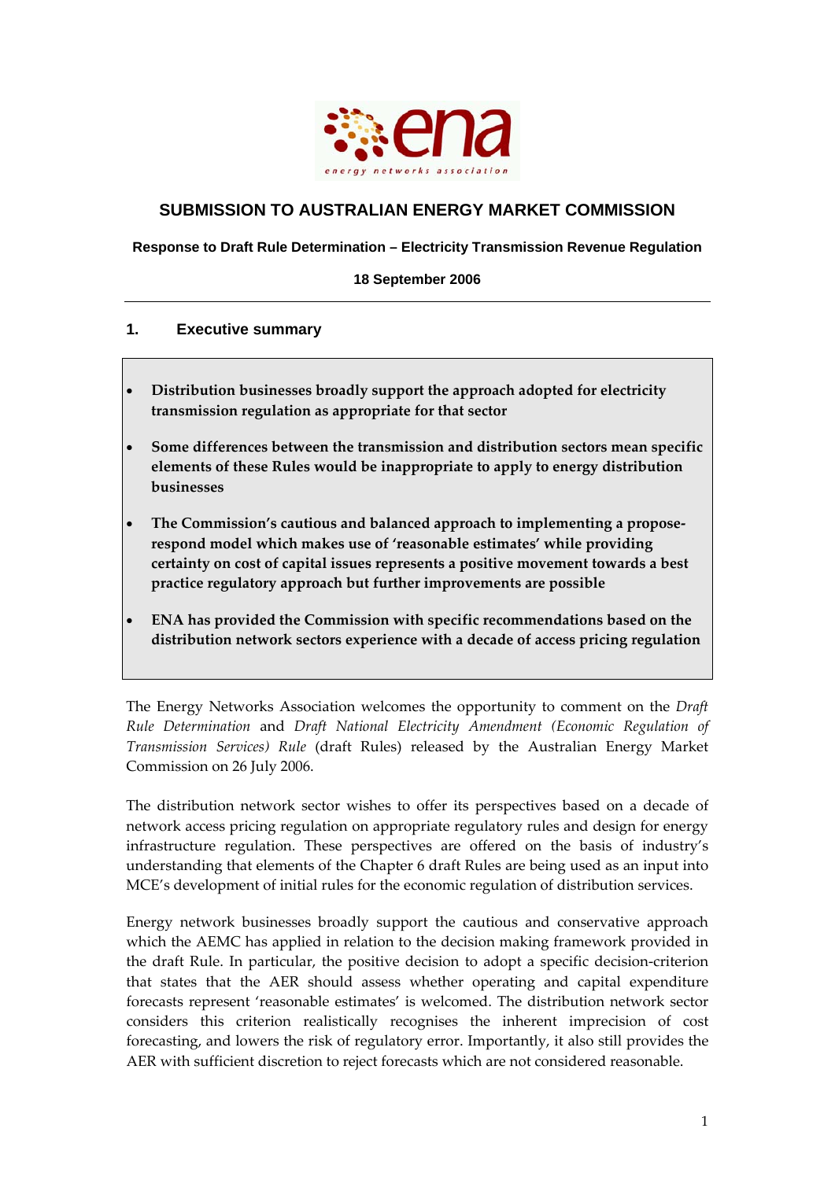## SUBMISSION TO AUSTRALIAN ENERGY MARKET COMMISSION

**Response to Draft Rule Determination – Electricity Transmission Revenue Regulation**

**18 September 2006**

---

## 1. Executive summary

- **Distribution businesses broadly support the approach adopted for electricity transmission regulation as appropriate for that sector**
- **Some differences between the transmission and distribution sectors mean specific elements of these Rules would be inappropriate to apply to energy distribution businesses**
- **The Commission's cautious and balanced approach to implementing a propose-respond model which makes use of 'reasonable estimates' while providing certainty on cost of capital issues represents a positive movement towards a best practice regulatory approach but further improvements are possible**
- **ENA has provided the Commission with specific recommendations based on the distribution network sectors experience with a decade of access pricing regulation**

The Energy Networks Association welcomes the opportunity to comment on the *Draft Rule Determination* and *Draft National Electricity Amendment (Economic Regulation of Transmission Services) Rule* (draft Rules) released by the Australian Energy Market Commission on 26 July 2006.

The distribution network sector wishes to offer its perspectives based on a decade of network access pricing regulation on appropriate regulatory rules and design for energy infrastructure regulation. These perspectives are offered on the basis of industry's understanding that elements of the Chapter 6 draft Rules are being used as an input into MCE's development of initial rules for the economic regulation of distribution services.

Energy network businesses broadly support the cautious and conservative approach which the AEMC has applied in relation to the decision making framework provided in the draft Rule. In particular, the positive decision to adopt a specific decision-criterion that states that the AER should assess whether operating and capital expenditure forecasts represent 'reasonable estimates' is welcomed. The distribution network sector considers this criterion realistically recognises the inherent imprecision of cost forecasting, and lowers the risk of regulatory error. Importantly, it also still provides the AER with sufficient discretion to reject forecasts which are not considered reasonable.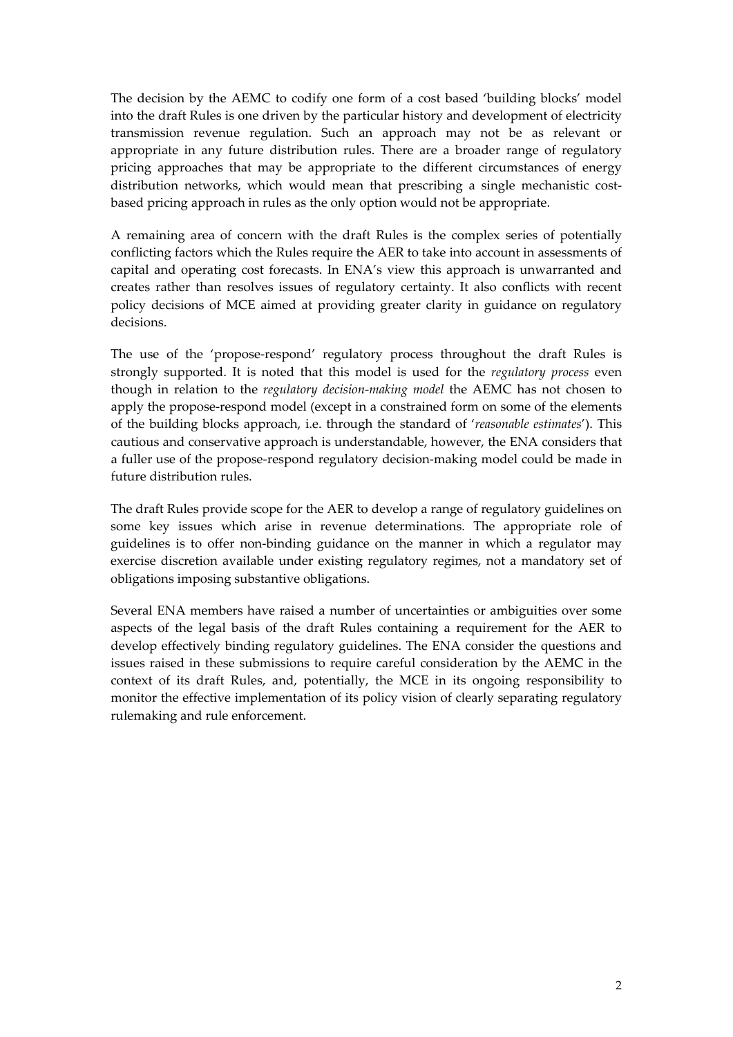The decision by the AEMC to codify one form of a cost based 'building blocks' model into the draft Rules is one driven by the particular history and development of electricity transmission revenue regulation. Such an approach may not be as relevant or appropriate in any future distribution rules. There are a broader range of regulatory pricing approaches that may be appropriate to the different circumstances of energy distribution networks, which would mean that prescribing a single mechanistic cost-based pricing approach in rules as the only option would not be appropriate.

A remaining area of concern with the draft Rules is the complex series of potentially conflicting factors which the Rules require the AER to take into account in assessments of capital and operating cost forecasts. In ENA's view this approach is unwarranted and creates rather than resolves issues of regulatory certainty. It also conflicts with recent policy decisions of MCE aimed at providing greater clarity in guidance on regulatory decisions.

The use of the 'propose-respond' regulatory process throughout the draft Rules is strongly supported. It is noted that this model is used for the *regulatory process* even though in relation to the *regulatory decision-making model* the AEMC has not chosen to apply the propose-respond model (except in a constrained form on some of the elements of the building blocks approach, i.e. through the standard of '*reasonable estimates*'). This cautious and conservative approach is understandable, however, the ENA considers that a fuller use of the propose-respond regulatory decision-making model could be made in future distribution rules.

The draft Rules provide scope for the AER to develop a range of regulatory guidelines on some key issues which arise in revenue determinations. The appropriate role of guidelines is to offer non-binding guidance on the manner in which a regulator may exercise discretion available under existing regulatory regimes, not a mandatory set of obligations imposing substantive obligations.

Several ENA members have raised a number of uncertainties or ambiguities over some aspects of the legal basis of the draft Rules containing a requirement for the AER to develop effectively binding regulatory guidelines. The ENA consider the questions and issues raised in these submissions to require careful consideration by the AEMC in the context of its draft Rules, and, potentially, the MCE in its ongoing responsibility to monitor the effective implementation of its policy vision of clearly separating regulatory rulemaking and rule enforcement.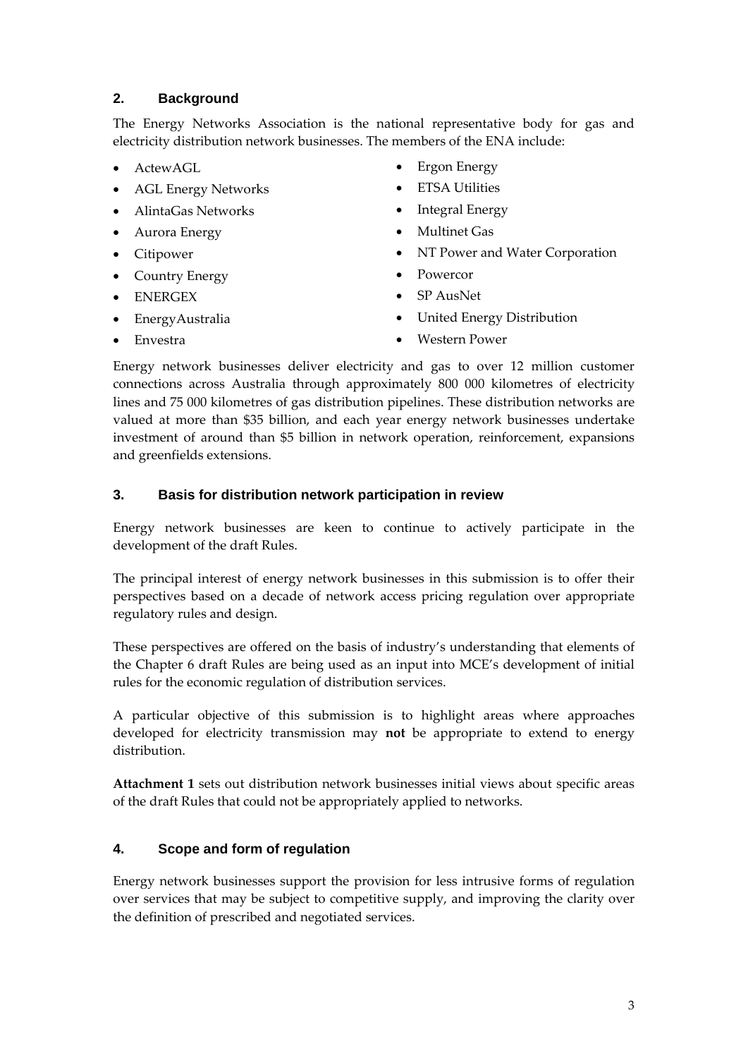## 2. Background

The Energy Networks Association is the national representative body for gas and electricity distribution network businesses. The members of the ENA include:

- ActewAGL
- AGL Energy Networks
- AlintaGas Networks
- Aurora Energy
- Citipower
- Country Energy
- ENERGEX
- EnergyAustralia
- Envestra
- Ergon Energy
- ETSA Utilities
- Integral Energy
- Multinet Gas
- NT Power and Water Corporation
- Powercor
- SP AusNet
- United Energy Distribution
- Western Power

Energy network businesses deliver electricity and gas to over 12 million customer connections across Australia through approximately 800 000 kilometres of electricity lines and 75 000 kilometres of gas distribution pipelines. These distribution networks are valued at more than $35 billion, and each year energy network businesses undertake investment of around than $5 billion in network operation, reinforcement, expansions and greenfields extensions.

## 3. Basis for distribution network participation in review

Energy network businesses are keen to continue to actively participate in the development of the draft Rules.

The principal interest of energy network businesses in this submission is to offer their perspectives based on a decade of network access pricing regulation over appropriate regulatory rules and design.

These perspectives are offered on the basis of industry's understanding that elements of the Chapter 6 draft Rules are being used as an input into MCE's development of initial rules for the economic regulation of distribution services.

A particular objective of this submission is to highlight areas where approaches developed for electricity transmission may **not** be appropriate to extend to energy distribution.

**Attachment 1** sets out distribution network businesses initial views about specific areas of the draft Rules that could not be appropriately applied to networks.

## 4. Scope and form of regulation

Energy network businesses support the provision for less intrusive forms of regulation over services that may be subject to competitive supply, and improving the clarity over the definition of prescribed and negotiated services.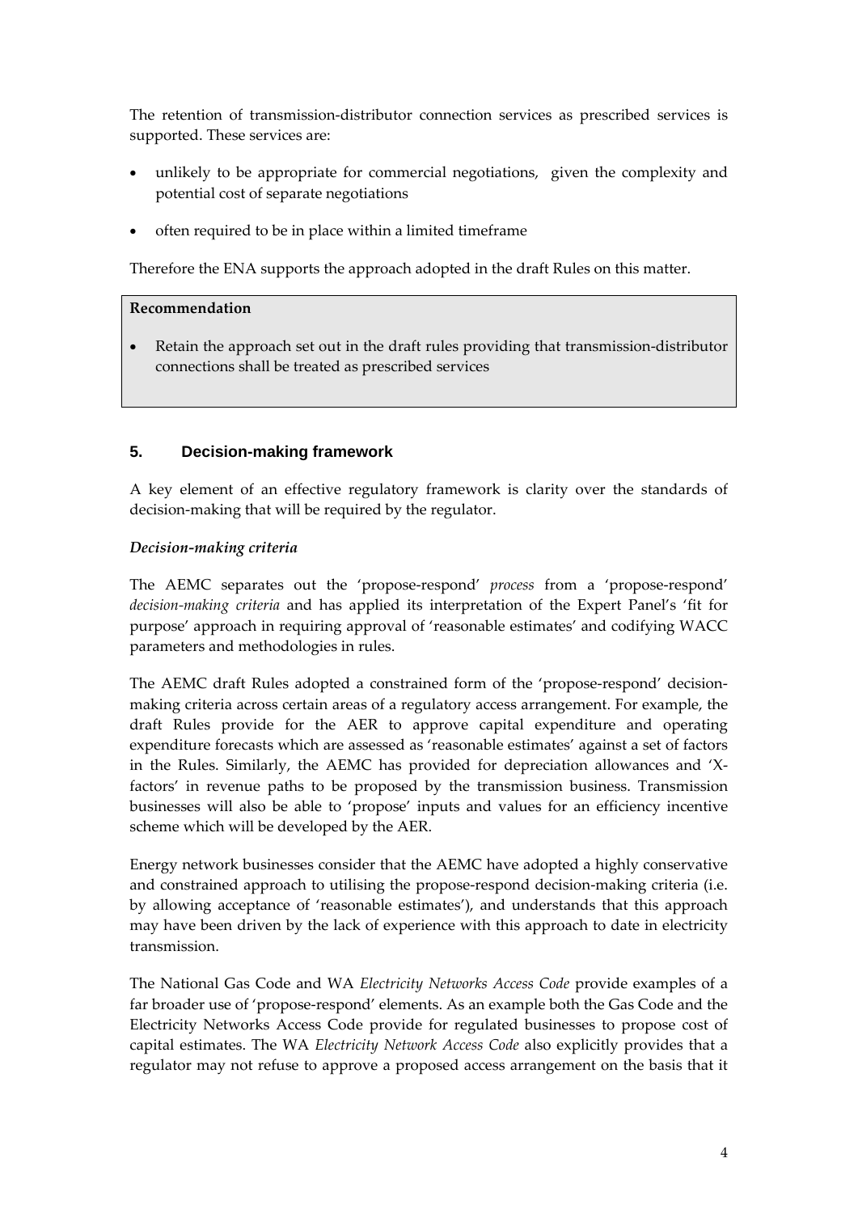The retention of transmission-distributor connection services as prescribed services is supported. These services are:

- unlikely to be appropriate for commercial negotiations, given the complexity and potential cost of separate negotiations
- often required to be in place within a limited timeframe

Therefore the ENA supports the approach adopted in the draft Rules on this matter.

> **Recommendation**
>
> - Retain the approach set out in the draft rules providing that transmission-distributor connections shall be treated as prescribed services

## 5. Decision-making framework

A key element of an effective regulatory framework is clarity over the standards of decision-making that will be required by the regulator.

***Decision-making criteria***

The AEMC separates out the 'propose-respond' *process* from a 'propose-respond' *decision-making criteria* and has applied its interpretation of the Expert Panel's 'fit for purpose' approach in requiring approval of 'reasonable estimates' and codifying WACC parameters and methodologies in rules.

The AEMC draft Rules adopted a constrained form of the 'propose-respond' decision-making criteria across certain areas of a regulatory access arrangement. For example, the draft Rules provide for the AER to approve capital expenditure and operating expenditure forecasts which are assessed as 'reasonable estimates' against a set of factors in the Rules. Similarly, the AEMC has provided for depreciation allowances and 'X-factors' in revenue paths to be proposed by the transmission business. Transmission businesses will also be able to 'propose' inputs and values for an efficiency incentive scheme which will be developed by the AER.

Energy network businesses consider that the AEMC have adopted a highly conservative and constrained approach to utilising the propose-respond decision-making criteria (i.e. by allowing acceptance of 'reasonable estimates'), and understands that this approach may have been driven by the lack of experience with this approach to date in electricity transmission.

The National Gas Code and WA *Electricity Networks Access Code* provide examples of a far broader use of 'propose-respond' elements. As an example both the Gas Code and the Electricity Networks Access Code provide for regulated businesses to propose cost of capital estimates. The WA *Electricity Network Access Code* also explicitly provides that a regulator may not refuse to approve a proposed access arrangement on the basis that it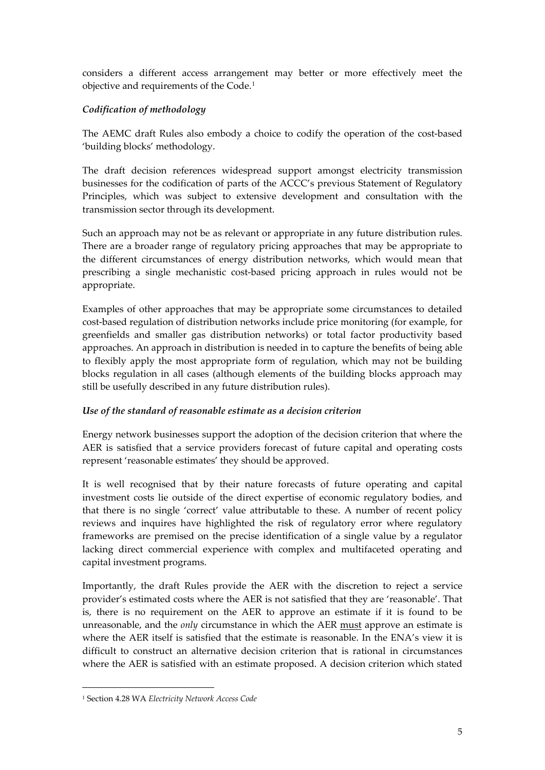considers a different access arrangement may better or more effectively meet the objective and requirements of the Code.[1]

***Codification of methodology***

The AEMC draft Rules also embody a choice to codify the operation of the cost-based 'building blocks' methodology.

The draft decision references widespread support amongst electricity transmission businesses for the codification of parts of the ACCC's previous Statement of Regulatory Principles, which was subject to extensive development and consultation with the transmission sector through its development.

Such an approach may not be as relevant or appropriate in any future distribution rules. There are a broader range of regulatory pricing approaches that may be appropriate to the different circumstances of energy distribution networks, which would mean that prescribing a single mechanistic cost-based pricing approach in rules would not be appropriate.

Examples of other approaches that may be appropriate some circumstances to detailed cost-based regulation of distribution networks include price monitoring (for example, for greenfields and smaller gas distribution networks) or total factor productivity based approaches. An approach in distribution is needed in to capture the benefits of being able to flexibly apply the most appropriate form of regulation, which may not be building blocks regulation in all cases (although elements of the building blocks approach may still be usefully described in any future distribution rules).

***Use of the standard of reasonable estimate as a decision criterion***

Energy network businesses support the adoption of the decision criterion that where the AER is satisfied that a service providers forecast of future capital and operating costs represent 'reasonable estimates' they should be approved.

It is well recognised that by their nature forecasts of future operating and capital investment costs lie outside of the direct expertise of economic regulatory bodies, and that there is no single 'correct' value attributable to these. A number of recent policy reviews and inquires have highlighted the risk of regulatory error where regulatory frameworks are premised on the precise identification of a single value by a regulator lacking direct commercial experience with complex and multifaceted operating and capital investment programs.

Importantly, the draft Rules provide the AER with the discretion to reject a service provider's estimated costs where the AER is not satisfied that they are 'reasonable'. That is, there is no requirement on the AER to approve an estimate if it is found to be unreasonable, and the *only* circumstance in which the AER <u>must</u> approve an estimate is where the AER itself is satisfied that the estimate is reasonable. In the ENA's view it is difficult to construct an alternative decision criterion that is rational in circumstances where the AER is satisfied with an estimate proposed. A decision criterion which stated

[1] Section 4.28 WA *Electricity Network Access Code*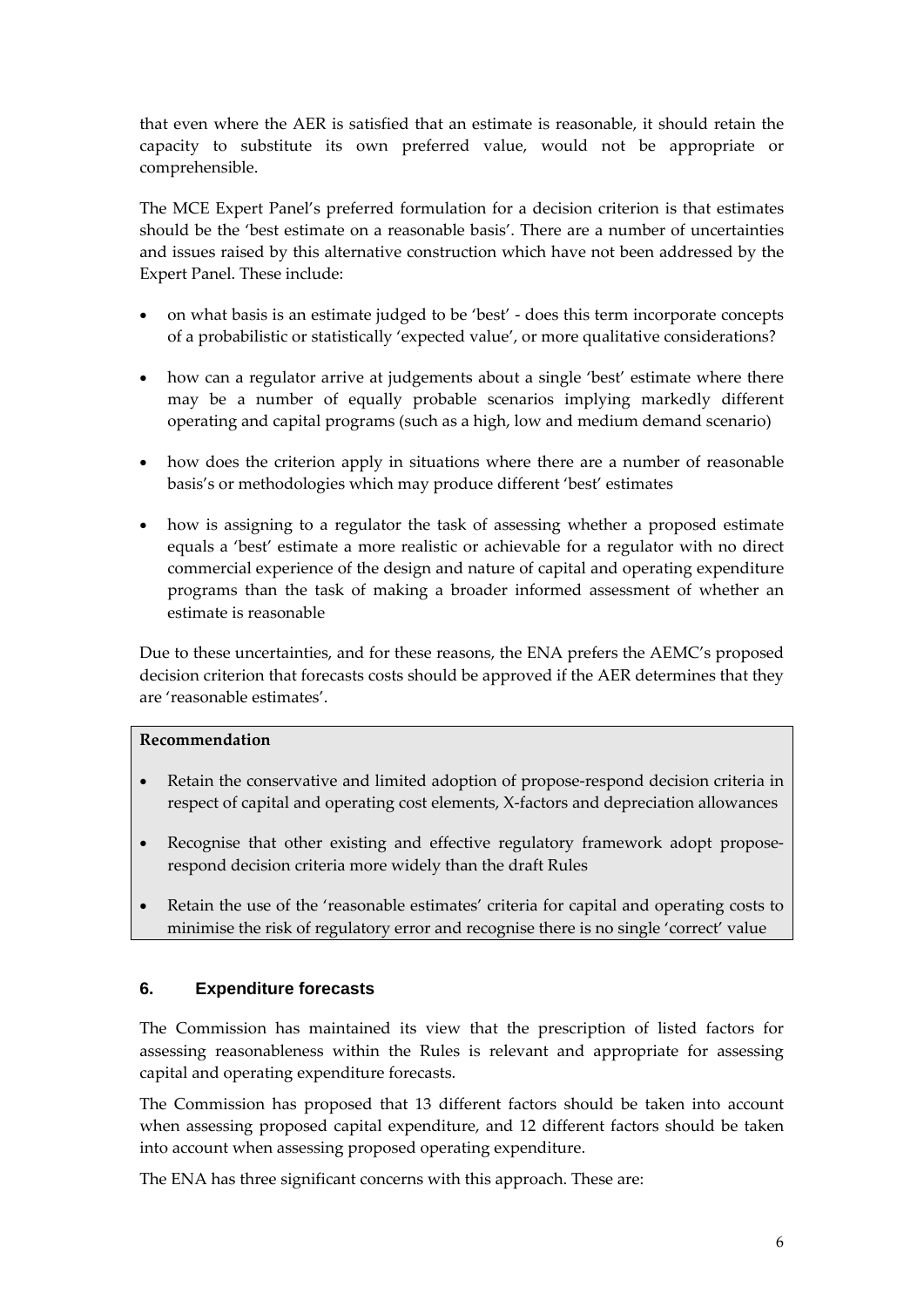that even where the AER is satisfied that an estimate is reasonable, it should retain the capacity to substitute its own preferred value, would not be appropriate or comprehensible.

The MCE Expert Panel's preferred formulation for a decision criterion is that estimates should be the 'best estimate on a reasonable basis'. There are a number of uncertainties and issues raised by this alternative construction which have not been addressed by the Expert Panel. These include:

- on what basis is an estimate judged to be 'best' - does this term incorporate concepts of a probabilistic or statistically 'expected value', or more qualitative considerations?
- how can a regulator arrive at judgements about a single 'best' estimate where there may be a number of equally probable scenarios implying markedly different operating and capital programs (such as a high, low and medium demand scenario)
- how does the criterion apply in situations where there are a number of reasonable basis's or methodologies which may produce different 'best' estimates
- how is assigning to a regulator the task of assessing whether a proposed estimate equals a 'best' estimate a more realistic or achievable for a regulator with no direct commercial experience of the design and nature of capital and operating expenditure programs than the task of making a broader informed assessment of whether an estimate is reasonable

Due to these uncertainties, and for these reasons, the ENA prefers the AEMC's proposed decision criterion that forecasts costs should be approved if the AER determines that they are 'reasonable estimates'.

**Recommendation**

- Retain the conservative and limited adoption of propose-respond decision criteria in respect of capital and operating cost elements, X-factors and depreciation allowances
- Recognise that other existing and effective regulatory framework adopt propose-respond decision criteria more widely than the draft Rules
- Retain the use of the 'reasonable estimates' criteria for capital and operating costs to minimise the risk of regulatory error and recognise there is no single 'correct' value

## 6. Expenditure forecasts

The Commission has maintained its view that the prescription of listed factors for assessing reasonableness within the Rules is relevant and appropriate for assessing capital and operating expenditure forecasts.

The Commission has proposed that 13 different factors should be taken into account when assessing proposed capital expenditure, and 12 different factors should be taken into account when assessing proposed operating expenditure.

The ENA has three significant concerns with this approach. These are: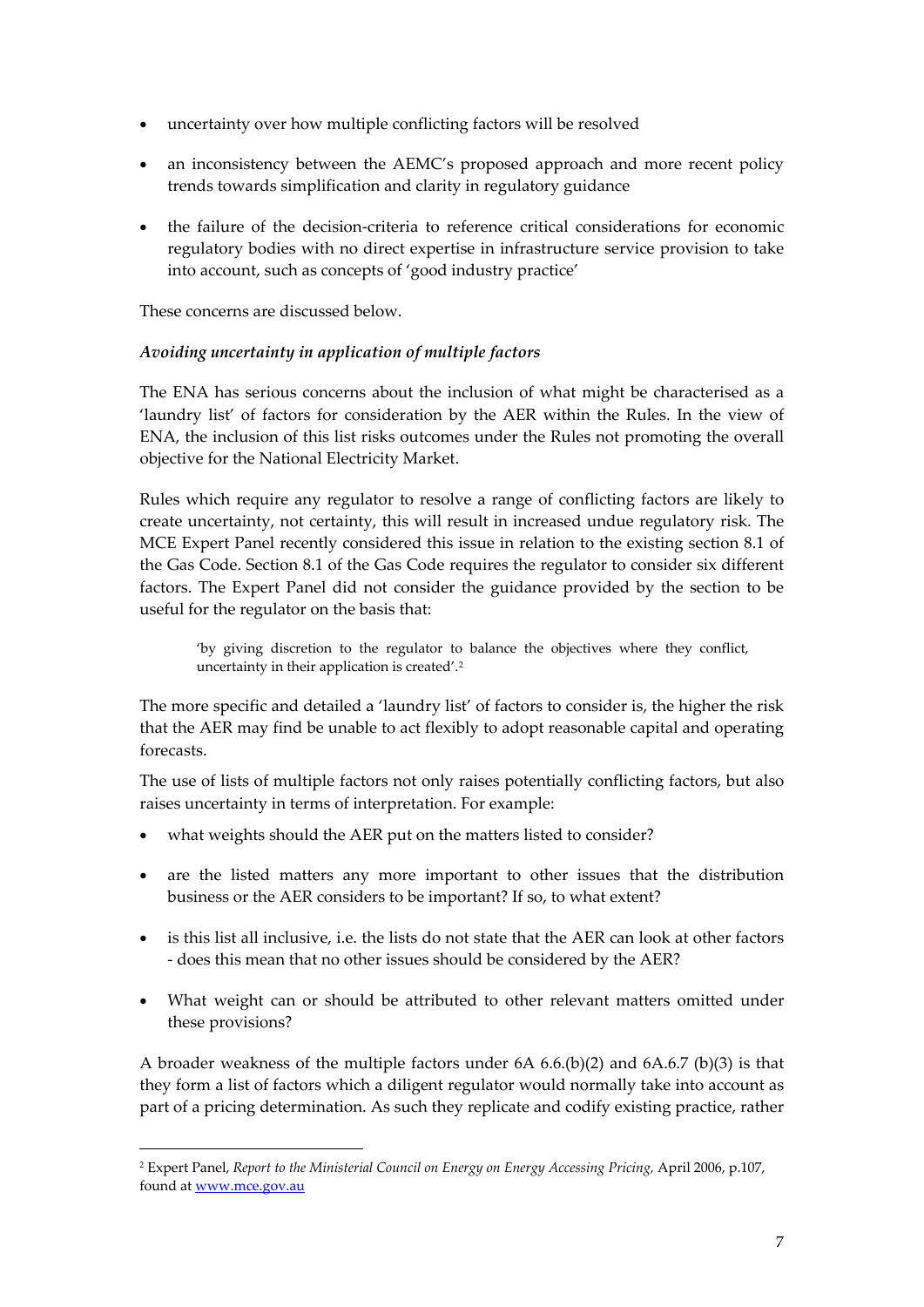- uncertainty over how multiple conflicting factors will be resolved
- an inconsistency between the AEMC's proposed approach and more recent policy trends towards simplification and clarity in regulatory guidance
- the failure of the decision-criteria to reference critical considerations for economic regulatory bodies with no direct expertise in infrastructure service provision to take into account, such as concepts of 'good industry practice'

These concerns are discussed below.

*Avoiding uncertainty in application of multiple factors*

The ENA has serious concerns about the inclusion of what might be characterised as a 'laundry list' of factors for consideration by the AER within the Rules. In the view of ENA, the inclusion of this list risks outcomes under the Rules not promoting the overall objective for the National Electricity Market.

Rules which require any regulator to resolve a range of conflicting factors are likely to create uncertainty, not certainty, this will result in increased undue regulatory risk. The MCE Expert Panel recently considered this issue in relation to the existing section 8.1 of the Gas Code. Section 8.1 of the Gas Code requires the regulator to consider six different factors. The Expert Panel did not consider the guidance provided by the section to be useful for the regulator on the basis that:

> 'by giving discretion to the regulator to balance the objectives where they conflict, uncertainty in their application is created'.[2]

The more specific and detailed a 'laundry list' of factors to consider is, the higher the risk that the AER may find be unable to act flexibly to adopt reasonable capital and operating forecasts.

The use of lists of multiple factors not only raises potentially conflicting factors, but also raises uncertainty in terms of interpretation. For example:

- what weights should the AER put on the matters listed to consider?
- are the listed matters any more important to other issues that the distribution business or the AER considers to be important? If so, to what extent?
- is this list all inclusive, i.e. the lists do not state that the AER can look at other factors - does this mean that no other issues should be considered by the AER?
- What weight can or should be attributed to other relevant matters omitted under these provisions?

A broader weakness of the multiple factors under 6A 6.6.(b)(2) and 6A.6.7 (b)(3) is that they form a list of factors which a diligent regulator would normally take into account as part of a pricing determination. As such they replicate and codify existing practice, rather

[2] Expert Panel, *Report to the Ministerial Council on Energy on Energy Accessing Pricing,* April 2006, p.107, found at www.mce.gov.au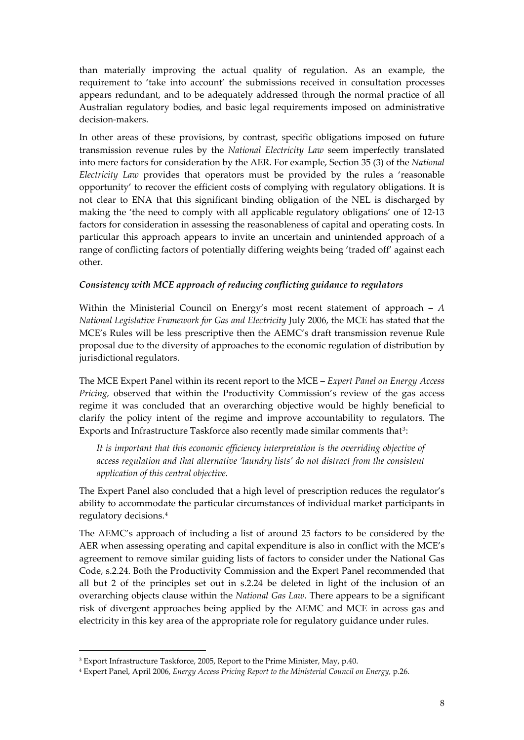than materially improving the actual quality of regulation. As an example, the requirement to 'take into account' the submissions received in consultation processes appears redundant, and to be adequately addressed through the normal practice of all Australian regulatory bodies, and basic legal requirements imposed on administrative decision-makers.

In other areas of these provisions, by contrast, specific obligations imposed on future transmission revenue rules by the *National Electricity Law* seem imperfectly translated into mere factors for consideration by the AER. For example, Section 35 (3) of the *National Electricity Law* provides that operators must be provided by the rules a 'reasonable opportunity' to recover the efficient costs of complying with regulatory obligations. It is not clear to ENA that this significant binding obligation of the NEL is discharged by making the 'the need to comply with all applicable regulatory obligations' one of 12-13 factors for consideration in assessing the reasonableness of capital and operating costs. In particular this approach appears to invite an uncertain and unintended approach of a range of conflicting factors of potentially differing weights being 'traded off' against each other.

### *Consistency with MCE approach of reducing conflicting guidance to regulators*

Within the Ministerial Council on Energy's most recent statement of approach – *A National Legislative Framework for Gas and Electricity* July 2006, the MCE has stated that the MCE's Rules will be less prescriptive then the AEMC's draft transmission revenue Rule proposal due to the diversity of approaches to the economic regulation of distribution by jurisdictional regulators.

The MCE Expert Panel within its recent report to the MCE – *Expert Panel on Energy Access Pricing,* observed that within the Productivity Commission's review of the gas access regime it was concluded that an overarching objective would be highly beneficial to clarify the policy intent of the regime and improve accountability to regulators. The Exports and Infrastructure Taskforce also recently made similar comments that[3]:

> *It is important that this economic efficiency interpretation is the overriding objective of access regulation and that alternative 'laundry lists' do not distract from the consistent application of this central objective.*

The Expert Panel also concluded that a high level of prescription reduces the regulator's ability to accommodate the particular circumstances of individual market participants in regulatory decisions.[4]

The AEMC's approach of including a list of around 25 factors to be considered by the AER when assessing operating and capital expenditure is also in conflict with the MCE's agreement to remove similar guiding lists of factors to consider under the National Gas Code, s.2.24. Both the Productivity Commission and the Expert Panel recommended that all but 2 of the principles set out in s.2.24 be deleted in light of the inclusion of an overarching objects clause within the *National Gas Law*. There appears to be a significant risk of divergent approaches being applied by the AEMC and MCE in across gas and electricity in this key area of the appropriate role for regulatory guidance under rules.

---

[3] Export Infrastructure Taskforce, 2005, Report to the Prime Minister, May, p.40.

[4] Expert Panel, April 2006, *Energy Access Pricing Report to the Ministerial Council on Energy,* p.26.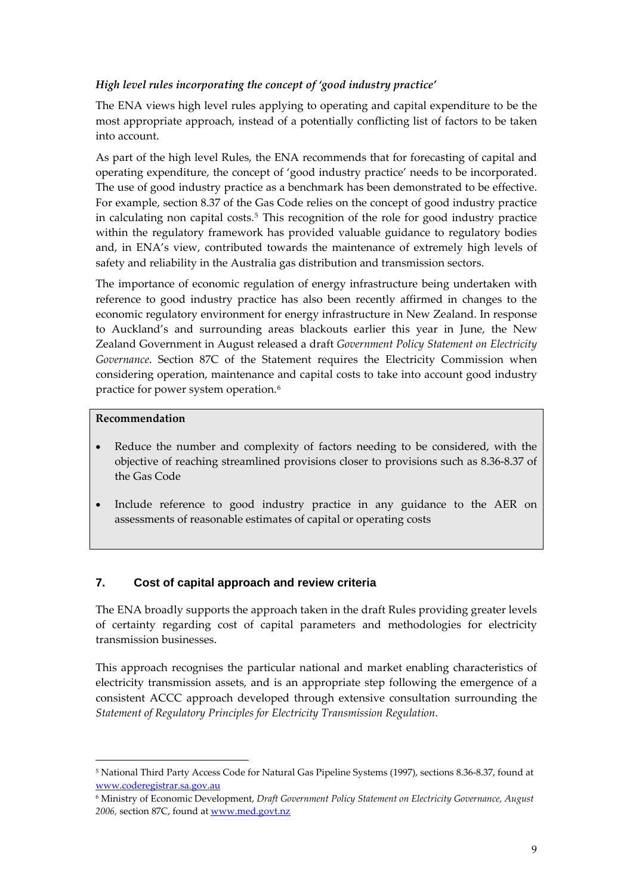### *High level rules incorporating the concept of 'good industry practice'*

The ENA views high level rules applying to operating and capital expenditure to be the most appropriate approach, instead of a potentially conflicting list of factors to be taken into account.

As part of the high level Rules, the ENA recommends that for forecasting of capital and operating expenditure, the concept of 'good industry practice' needs to be incorporated. The use of good industry practice as a benchmark has been demonstrated to be effective. For example, section 8.37 of the Gas Code relies on the concept of good industry practice in calculating non capital costs.[5] This recognition of the role for good industry practice within the regulatory framework has provided valuable guidance to regulatory bodies and, in ENA's view, contributed towards the maintenance of extremely high levels of safety and reliability in the Australia gas distribution and transmission sectors.

The importance of economic regulation of energy infrastructure being undertaken with reference to good industry practice has also been recently affirmed in changes to the economic regulatory environment for energy infrastructure in New Zealand. In response to Auckland's and surrounding areas blackouts earlier this year in June, the New Zealand Government in August released a draft *Government Policy Statement on Electricity Governance*. Section 87C of the Statement requires the Electricity Commission when considering operation, maintenance and capital costs to take into account good industry practice for power system operation.[6]

> **Recommendation**
>
> - Reduce the number and complexity of factors needing to be considered, with the objective of reaching streamlined provisions closer to provisions such as 8.36-8.37 of the Gas Code
> - Include reference to good industry practice in any guidance to the AER on assessments of reasonable estimates of capital or operating costs

## 7. Cost of capital approach and review criteria

The ENA broadly supports the approach taken in the draft Rules providing greater levels of certainty regarding cost of capital parameters and methodologies for electricity transmission businesses.

This approach recognises the particular national and market enabling characteristics of electricity transmission assets, and is an appropriate step following the emergence of a consistent ACCC approach developed through extensive consultation surrounding the *Statement of Regulatory Principles for Electricity Transmission Regulation*.

---

[5] National Third Party Access Code for Natural Gas Pipeline Systems (1997), sections 8.36-8.37, found at www.coderegistrar.sa.gov.au

[6] Ministry of Economic Development, *Draft Government Policy Statement on Electricity Governance, August 2006,* section 87C, found at www.med.govt.nz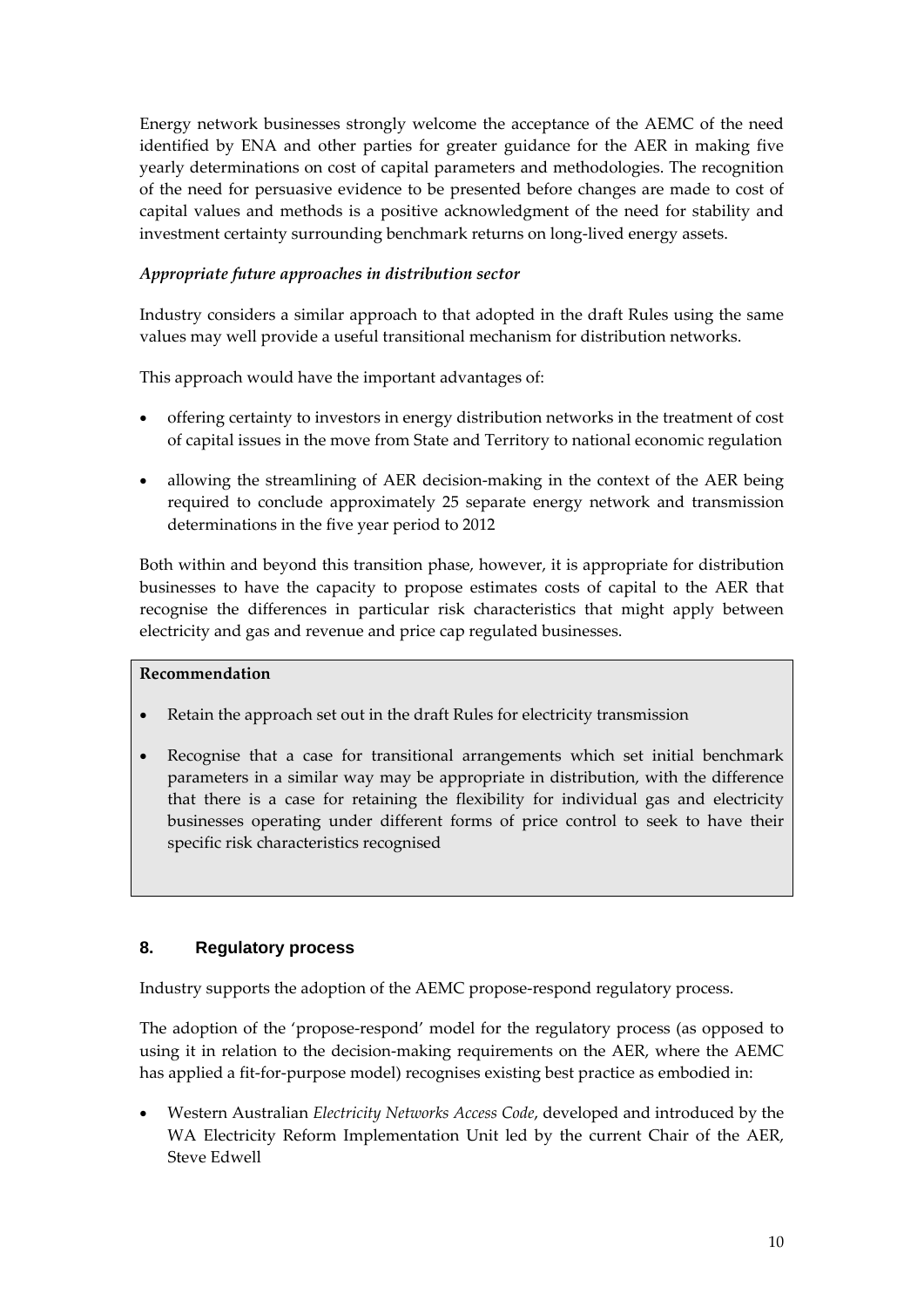Energy network businesses strongly welcome the acceptance of the AEMC of the need identified by ENA and other parties for greater guidance for the AER in making five yearly determinations on cost of capital parameters and methodologies. The recognition of the need for persuasive evidence to be presented before changes are made to cost of capital values and methods is a positive acknowledgment of the need for stability and investment certainty surrounding benchmark returns on long-lived energy assets.

*Appropriate future approaches in distribution sector*

Industry considers a similar approach to that adopted in the draft Rules using the same values may well provide a useful transitional mechanism for distribution networks.

This approach would have the important advantages of:

- offering certainty to investors in energy distribution networks in the treatment of cost of capital issues in the move from State and Territory to national economic regulation
- allowing the streamlining of AER decision-making in the context of the AER being required to conclude approximately 25 separate energy network and transmission determinations in the five year period to 2012

Both within and beyond this transition phase, however, it is appropriate for distribution businesses to have the capacity to propose estimates costs of capital to the AER that recognise the differences in particular risk characteristics that might apply between electricity and gas and revenue and price cap regulated businesses.

**Recommendation**

- Retain the approach set out in the draft Rules for electricity transmission
- Recognise that a case for transitional arrangements which set initial benchmark parameters in a similar way may be appropriate in distribution, with the difference that there is a case for retaining the flexibility for individual gas and electricity businesses operating under different forms of price control to seek to have their specific risk characteristics recognised

## 8. Regulatory process

Industry supports the adoption of the AEMC propose-respond regulatory process.

The adoption of the 'propose-respond' model for the regulatory process (as opposed to using it in relation to the decision-making requirements on the AER, where the AEMC has applied a fit-for-purpose model) recognises existing best practice as embodied in:

- Western Australian *Electricity Networks Access Code*, developed and introduced by the WA Electricity Reform Implementation Unit led by the current Chair of the AER, Steve Edwell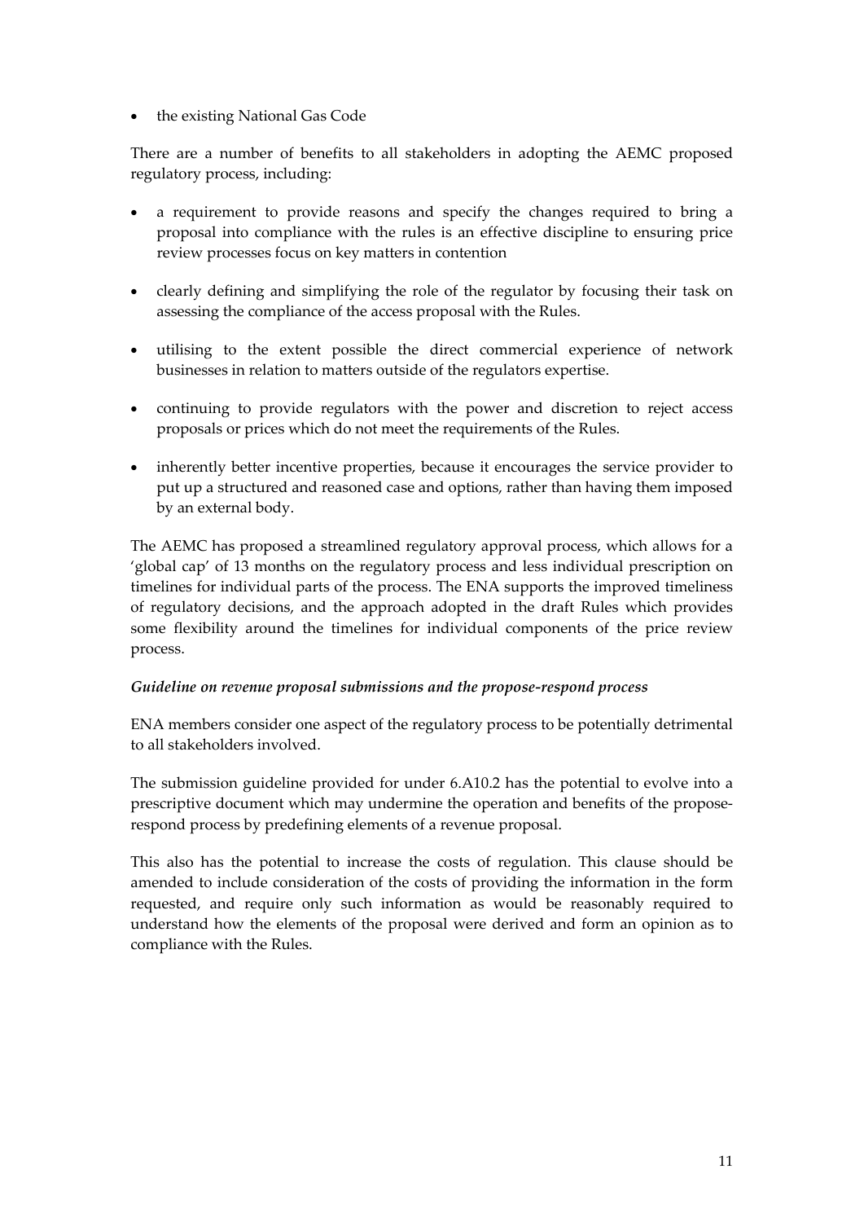- the existing National Gas Code

There are a number of benefits to all stakeholders in adopting the AEMC proposed regulatory process, including:

- a requirement to provide reasons and specify the changes required to bring a proposal into compliance with the rules is an effective discipline to ensuring price review processes focus on key matters in contention
- clearly defining and simplifying the role of the regulator by focusing their task on assessing the compliance of the access proposal with the Rules.
- utilising to the extent possible the direct commercial experience of network businesses in relation to matters outside of the regulators expertise.
- continuing to provide regulators with the power and discretion to reject access proposals or prices which do not meet the requirements of the Rules.
- inherently better incentive properties, because it encourages the service provider to put up a structured and reasoned case and options, rather than having them imposed by an external body.

The AEMC has proposed a streamlined regulatory approval process, which allows for a 'global cap' of 13 months on the regulatory process and less individual prescription on timelines for individual parts of the process. The ENA supports the improved timeliness of regulatory decisions, and the approach adopted in the draft Rules which provides some flexibility around the timelines for individual components of the price review process.

*Guideline on revenue proposal submissions and the propose-respond process*

ENA members consider one aspect of the regulatory process to be potentially detrimental to all stakeholders involved.

The submission guideline provided for under 6.A10.2 has the potential to evolve into a prescriptive document which may undermine the operation and benefits of the propose-respond process by predefining elements of a revenue proposal.

This also has the potential to increase the costs of regulation. This clause should be amended to include consideration of the costs of providing the information in the form requested, and require only such information as would be reasonably required to understand how the elements of the proposal were derived and form an opinion as to compliance with the Rules.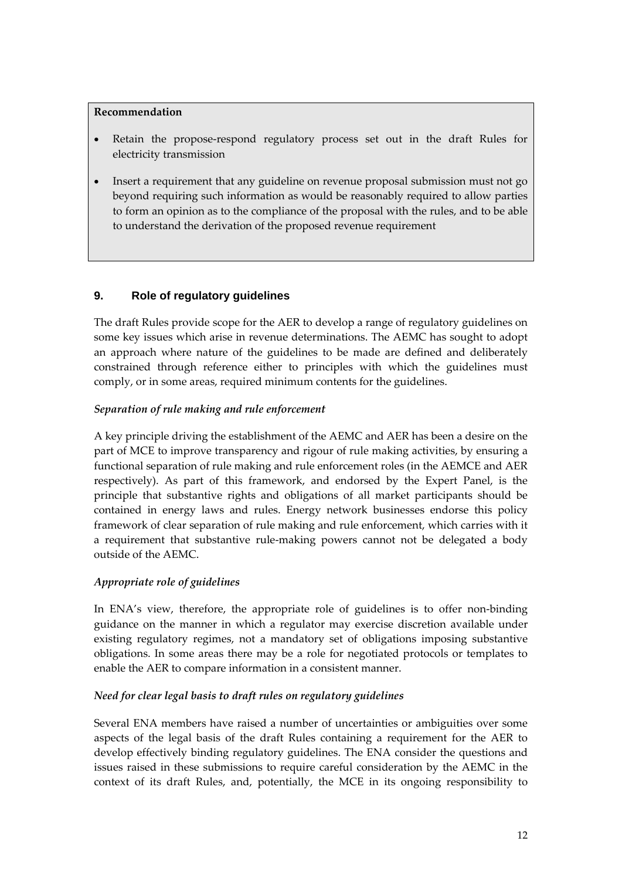**Recommendation**

- Retain the propose-respond regulatory process set out in the draft Rules for electricity transmission
- Insert a requirement that any guideline on revenue proposal submission must not go beyond requiring such information as would be reasonably required to allow parties to form an opinion as to the compliance of the proposal with the rules, and to be able to understand the derivation of the proposed revenue requirement

## 9. Role of regulatory guidelines

The draft Rules provide scope for the AER to develop a range of regulatory guidelines on some key issues which arise in revenue determinations. The AEMC has sought to adopt an approach where nature of the guidelines to be made are defined and deliberately constrained through reference either to principles with which the guidelines must comply, or in some areas, required minimum contents for the guidelines.

*Separation of rule making and rule enforcement*

A key principle driving the establishment of the AEMC and AER has been a desire on the part of MCE to improve transparency and rigour of rule making activities, by ensuring a functional separation of rule making and rule enforcement roles (in the AEMCE and AER respectively). As part of this framework, and endorsed by the Expert Panel, is the principle that substantive rights and obligations of all market participants should be contained in energy laws and rules. Energy network businesses endorse this policy framework of clear separation of rule making and rule enforcement, which carries with it a requirement that substantive rule-making powers cannot not be delegated a body outside of the AEMC.

*Appropriate role of guidelines*

In ENA's view, therefore, the appropriate role of guidelines is to offer non-binding guidance on the manner in which a regulator may exercise discretion available under existing regulatory regimes, not a mandatory set of obligations imposing substantive obligations. In some areas there may be a role for negotiated protocols or templates to enable the AER to compare information in a consistent manner.

*Need for clear legal basis to draft rules on regulatory guidelines*

Several ENA members have raised a number of uncertainties or ambiguities over some aspects of the legal basis of the draft Rules containing a requirement for the AER to develop effectively binding regulatory guidelines. The ENA consider the questions and issues raised in these submissions to require careful consideration by the AEMC in the context of its draft Rules, and, potentially, the MCE in its ongoing responsibility to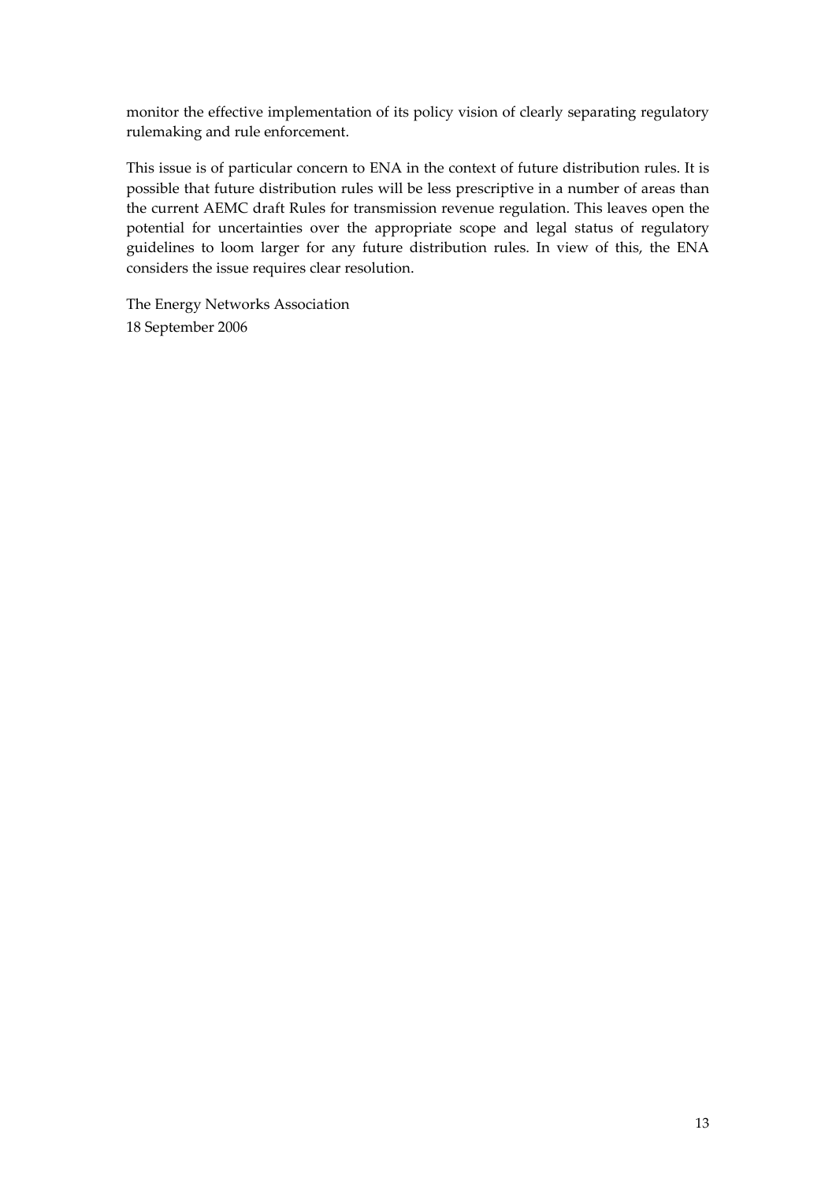monitor the effective implementation of its policy vision of clearly separating regulatory rulemaking and rule enforcement.

This issue is of particular concern to ENA in the context of future distribution rules. It is possible that future distribution rules will be less prescriptive in a number of areas than the current AEMC draft Rules for transmission revenue regulation. This leaves open the potential for uncertainties over the appropriate scope and legal status of regulatory guidelines to loom larger for any future distribution rules. In view of this, the ENA considers the issue requires clear resolution.

The Energy Networks Association
18 September 2006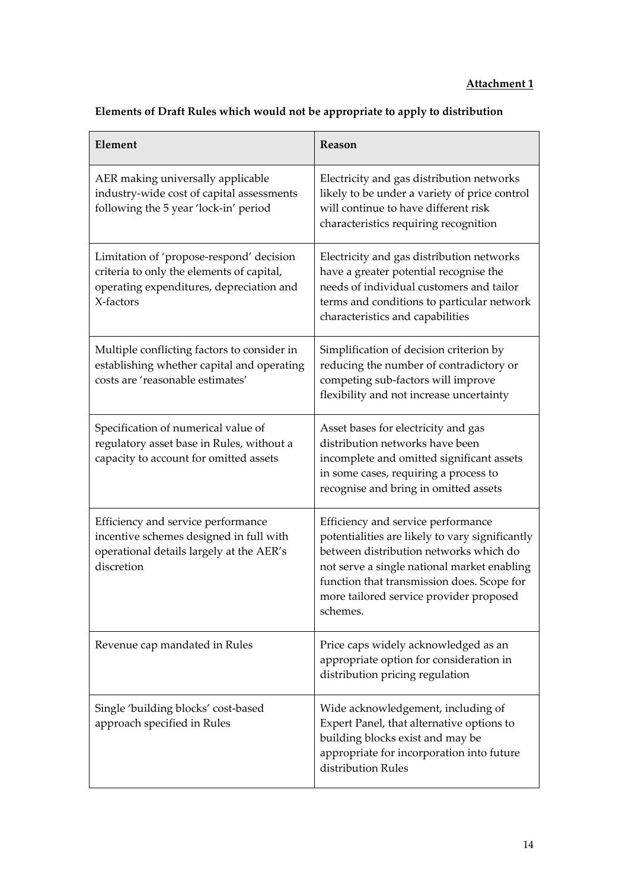**Attachment 1**

**Elements of Draft Rules which would not be appropriate to apply to distribution**

| Element | Reason |
|---|---|
| AER making universally applicable industry-wide cost of capital assessments following the 5 year 'lock-in' period | Electricity and gas distribution networks likely to be under a variety of price control will continue to have different risk characteristics requiring recognition |
| Limitation of 'propose-respond' decision criteria to only the elements of capital, operating expenditures, depreciation and X-factors | Electricity and gas distribution networks have a greater potential recognise the needs of individual customers and tailor terms and conditions to particular network characteristics and capabilities |
| Multiple conflicting factors to consider in establishing whether capital and operating costs are 'reasonable estimates' | Simplification of decision criterion by reducing the number of contradictory or competing sub-factors will improve flexibility and not increase uncertainty |
| Specification of numerical value of regulatory asset base in Rules, without a capacity to account for omitted assets | Asset bases for electricity and gas distribution networks have been incomplete and omitted significant assets in some cases, requiring a process to recognise and bring in omitted assets |
| Efficiency and service performance incentive schemes designed in full with operational details largely at the AER's discretion | Efficiency and service performance potentialities are likely to vary significantly between distribution networks which do not serve a single national market enabling function that transmission does. Scope for more tailored service provider proposed schemes. |
| Revenue cap mandated in Rules | Price caps widely acknowledged as an appropriate option for consideration in distribution pricing regulation |
| Single 'building blocks' cost-based approach specified in Rules | Wide acknowledgement, including of Expert Panel, that alternative options to building blocks exist and may be appropriate for incorporation into future distribution Rules |